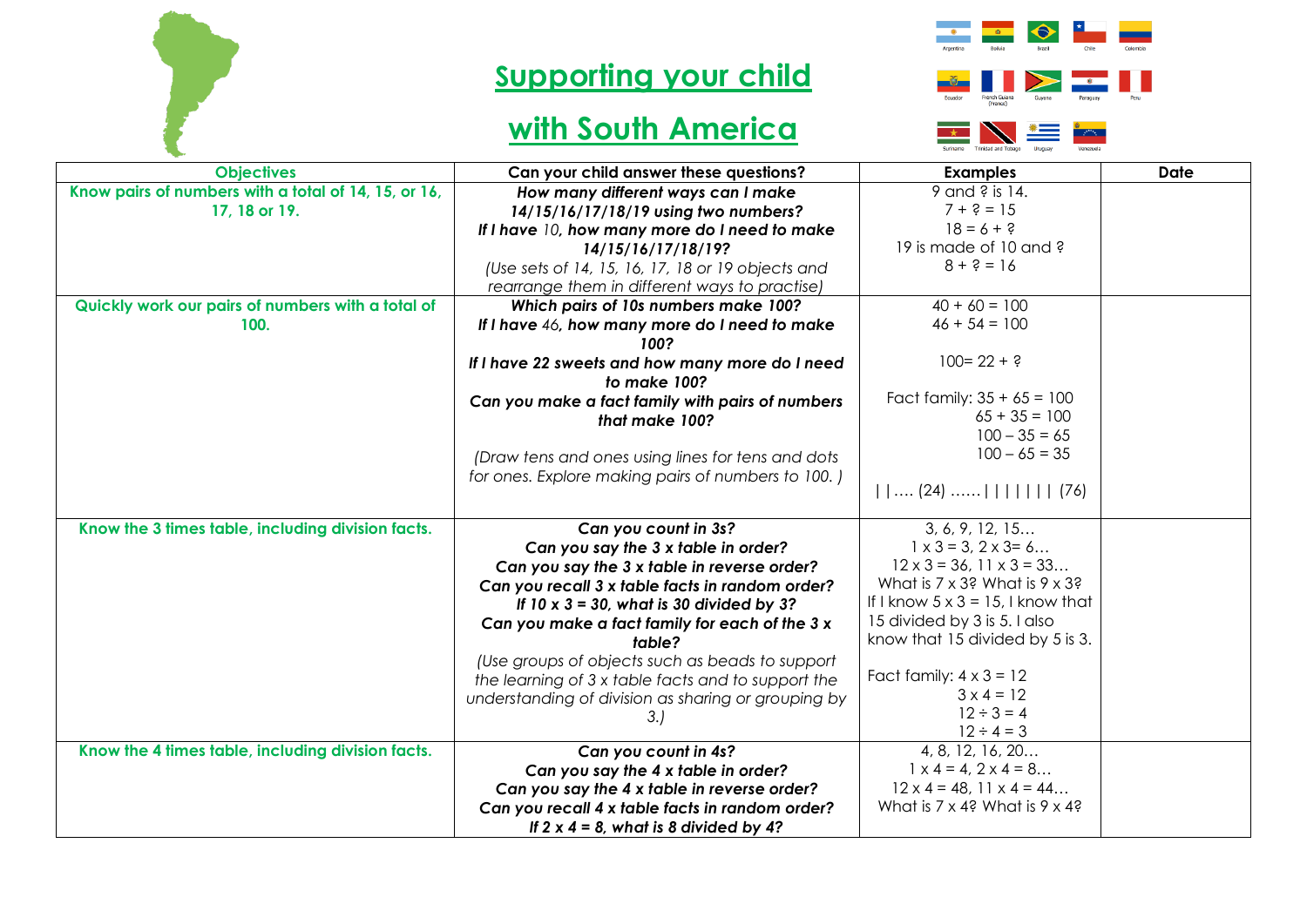# Supporting your child with South America

| Objectives | Can your child answer these questions? | Examples | Date |
|---|---|---|---|
| **Know pairs of numbers with a total of 14, 15, or 16, 17, 18 or 19.** | ***How many different ways can I make 14/15/16/17/18/19 using two numbers?*** ***If I have** 10, **how many more do I need to make 14/15/16/17/18/19?*** *(Use sets of 14, 15, 16, 17, 18 or 19 objects and rearrange them in different ways to practise)* | 9 and ? is 14. 7 + ? = 15 18 = 6 + ? 19 is made of 10 and ? 8 + ? = 16 | |
| **Quickly work our pairs of numbers with a total of 100.** | ***Which pairs of 10s numbers make 100?*** ***If I have** 46, **how many more do I need to make 100?*** ***If I have 22 sweets and how many more do I need to make 100?*** ***Can you make a fact family with pairs of numbers that make 100?*** *(Draw tens and ones using lines for tens and dots for ones. Explore making pairs of numbers to 100. )* | 40 + 60 = 100 46 + 54 = 100 100= 22 + ? Fact family: 35 + 65 = 100 65 + 35 = 100 100 – 35 = 65 100 – 65 = 35 \| \| …. (24) …… \| \| \| \| \| \| \| (76) | |
| **Know the 3 times table, including division facts.** | ***Can you count in 3s?*** ***Can you say the 3 x table in order?*** ***Can you say the 3 x table in reverse order?*** ***Can you recall 3 x table facts in random order?*** ***If 10 x 3 = 30, what is 30 divided by 3?*** ***Can you make a fact family for each of the 3 x table?*** *(Use groups of objects such as beads to support the learning of 3 x table facts and to support the understanding of division as sharing or grouping by 3.)* | 3, 6, 9, 12, 15… 1 x 3 = 3, 2 x 3= 6… 12 x 3 = 36, 11 x 3 = 33… What is 7 x 3? What is 9 x 3? If I know 5 x 3 = 15, I know that 15 divided by 3 is 5. I also know that 15 divided by 5 is 3. Fact family: 4 x 3 = 12 3 x 4 = 12 12 ÷ 3 = 4 12 ÷ 4 = 3 | |
| **Know the 4 times table, including division facts.** | ***Can you count in 4s?*** ***Can you say the 4 x table in order?*** ***Can you say the 4 x table in reverse order?*** ***Can you recall 4 x table facts in random order?*** ***If 2 x 4 = 8, what is 8 divided by 4?*** | 4, 8, 12, 16, 20… 1 x 4 = 4, 2 x 4 = 8… 12 x 4 = 48, 11 x 4 = 44… What is 7 x 4? What is 9 x 4? | |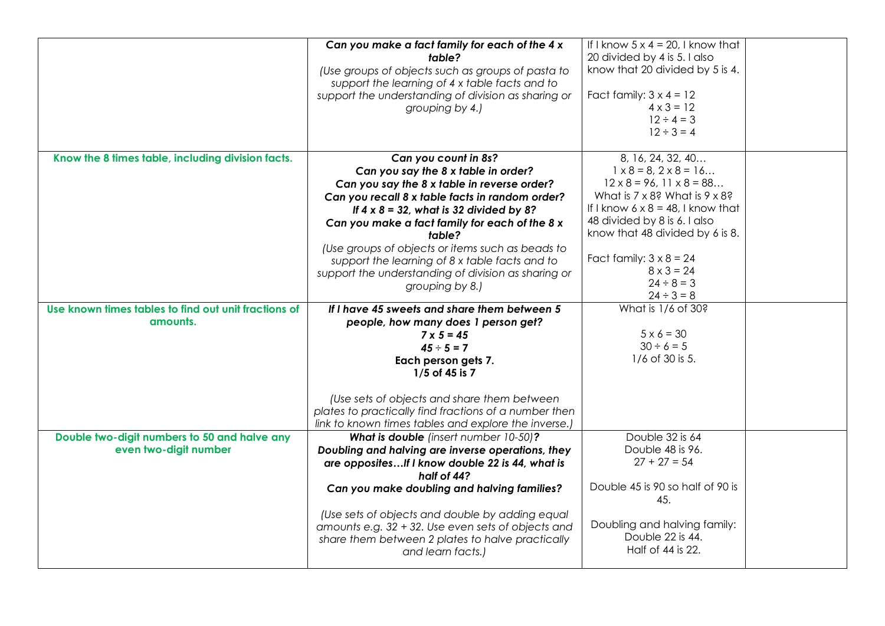| | | | |
|---|---|---|---|
| | ***Can you make a fact family for each of the 4 x table?***<br>*(Use groups of objects such as groups of pasta to support the learning of 4 x table facts and to support the understanding of division as sharing or grouping by 4.)* | If I know 5 x 4 = 20, I know that 20 divided by 4 is 5. I also know that 20 divided by 5 is 4.<br><br>Fact family: 3 x 4 = 12<br>4 x 3 = 12<br>12 ÷ 4 = 3<br>12 ÷ 3 = 4 | |
| **Know the 8 times table, including division facts.** | ***Can you count in 8s?***<br>***Can you say the 8 x table in order?***<br>***Can you say the 8 x table in reverse order?***<br>***Can you recall 8 x table facts in random order?***<br>***If 4 x 8 = 32, what is 32 divided by 8?***<br>***Can you make a fact family for each of the 8 x table?***<br>*(Use groups of objects or items such as beads to support the learning of 8 x table facts and to support the understanding of division as sharing or grouping by 8.)* | 8, 16, 24, 32, 40…<br>1 x 8 = 8, 2 x 8 = 16…<br>12 x 8 = 96, 11 x 8 = 88…<br>What is 7 x 8? What is 9 x 8?<br>If I know 6 x 8 = 48, I know that 48 divided by 8 is 6. I also know that 48 divided by 6 is 8.<br><br>Fact family: 3 x 8 = 24<br>8 x 3 = 24<br>24 ÷ 8 = 3<br>24 ÷ 3 = 8 | |
| **Use known times tables to find out unit fractions of amounts.** | ***If I have 45 sweets and share them between 5 people, how many does 1 person get?***<br>***7 x 5 = 45***<br>***45 ÷ 5 = 7***<br>**Each person gets 7.**<br>**1/5 of 45 is 7**<br><br>*(Use sets of objects and share them between plates to practically find fractions of a number then link to known times tables and explore the inverse.)* | What is 1/6 of 30?<br><br>5 x 6 = 30<br>30 ÷ 6 = 5<br>1/6 of 30 is 5. | |
| **Double two-digit numbers to 50 and halve any even two-digit number** | ***What is double** (insert number 10-50)**?***<br>***Doubling and halving are inverse operations, they are opposites…If I know double 22 is 44, what is half of 44?***<br>***Can you make doubling and halving families?***<br><br>*(Use sets of objects and double by adding equal amounts e.g. 32 + 32. Use even sets of objects and share them between 2 plates to halve practically and learn facts.)* | Double 32 is 64<br>Double 48 is 96.<br>27 + 27 = 54<br><br>Double 45 is 90 so half of 90 is 45.<br><br>Doubling and halving family:<br>Double 22 is 44.<br>Half of 44 is 22. | |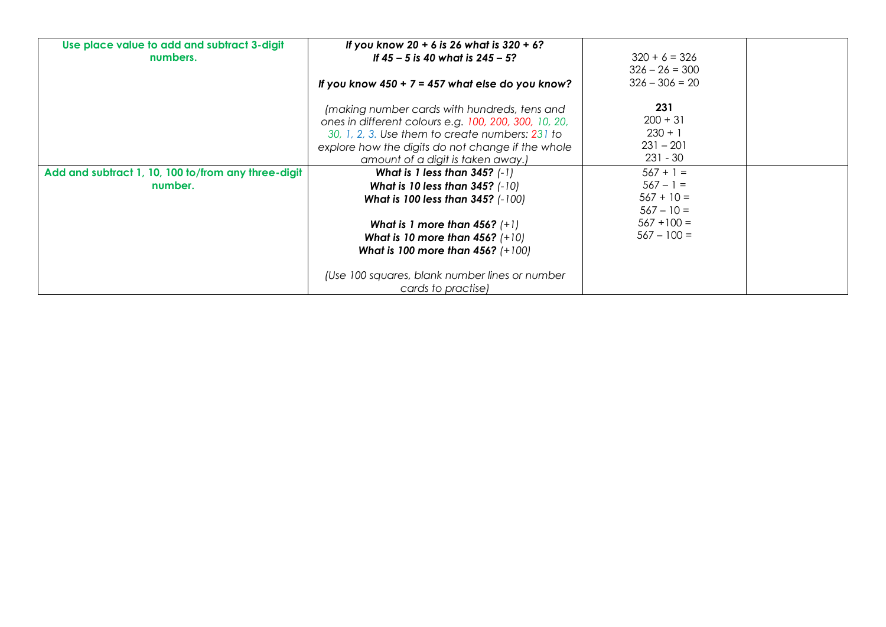| | | | |
|---|---|---|---|
| **Use place value to add and subtract 3-digit numbers.** | ***If you know 20 + 6 is 26 what is 320 + 6?*** <br> ***If 45 – 5 is 40 what is 245 – 5?*** <br><br> ***If you know 450 + 7 = 457 what else do you know?*** <br><br> *(making number cards with hundreds, tens and ones in different colours e.g. 100, 200, 300, 10, 20, 30, 1, 2, 3. Use them to create numbers: 231 to explore how the digits do not change if the whole amount of a digit is taken away.)* | 320 + 6 = 326 <br> 326 – 26 = 300 <br> 326 – 306 = 20 <br><br> **231** <br> 200 + 31 <br> 230 + 1 <br> 231 – 201 <br> 231 - 30 | |
| **Add and subtract 1, 10, 100 to/from any three-digit number.** | ***What is 1 less than 345?*** *(-1)* <br> ***What is 10 less than 345?*** *(-10)* <br> ***What is 100 less than 345?*** *(-100)* <br><br> ***What is 1 more than 456?*** *(+1)* <br> ***What is 10 more than 456?*** *(+10)* <br> ***What is 100 more than 456?*** *(+100)* <br><br> *(Use 100 squares, blank number lines or number cards to practise)* | 567 + 1 = <br> 567 – 1 = <br> 567 + 10 = <br> 567 – 10 = <br> 567 +100 = <br> 567 – 100 = | |